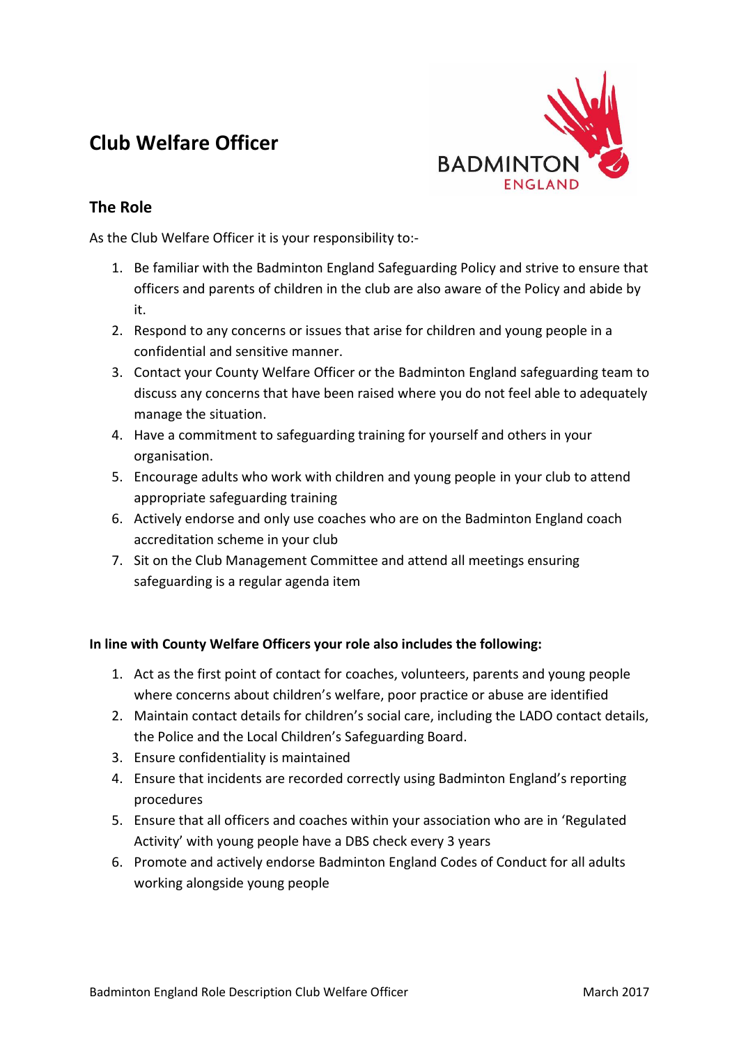# Club Welfare Officer

## The Role

As the Club Welfare Officer it is your responsibility to:-

1. Be familiar with the Badminton England Safeguarding Policy and strive to ensure that officers and parents of children in the club are also aware of the Policy and abide by it.
2. Respond to any concerns or issues that arise for children and young people in a confidential and sensitive manner.
3. Contact your County Welfare Officer or the Badminton England safeguarding team to discuss any concerns that have been raised where you do not feel able to adequately manage the situation.
4. Have a commitment to safeguarding training for yourself and others in your organisation.
5. Encourage adults who work with children and young people in your club to attend appropriate safeguarding training
6. Actively endorse and only use coaches who are on the Badminton England coach accreditation scheme in your club
7. Sit on the Club Management Committee and attend all meetings ensuring safeguarding is a regular agenda item

**In line with County Welfare Officers your role also includes the following:**

1. Act as the first point of contact for coaches, volunteers, parents and young people where concerns about children's welfare, poor practice or abuse are identified
2. Maintain contact details for children's social care, including the LADO contact details, the Police and the Local Children's Safeguarding Board.
3. Ensure confidentiality is maintained
4. Ensure that incidents are recorded correctly using Badminton England's reporting procedures
5. Ensure that all officers and coaches within your association who are in 'Regulated Activity' with young people have a DBS check every 3 years
6. Promote and actively endorse Badminton England Codes of Conduct for all adults working alongside young people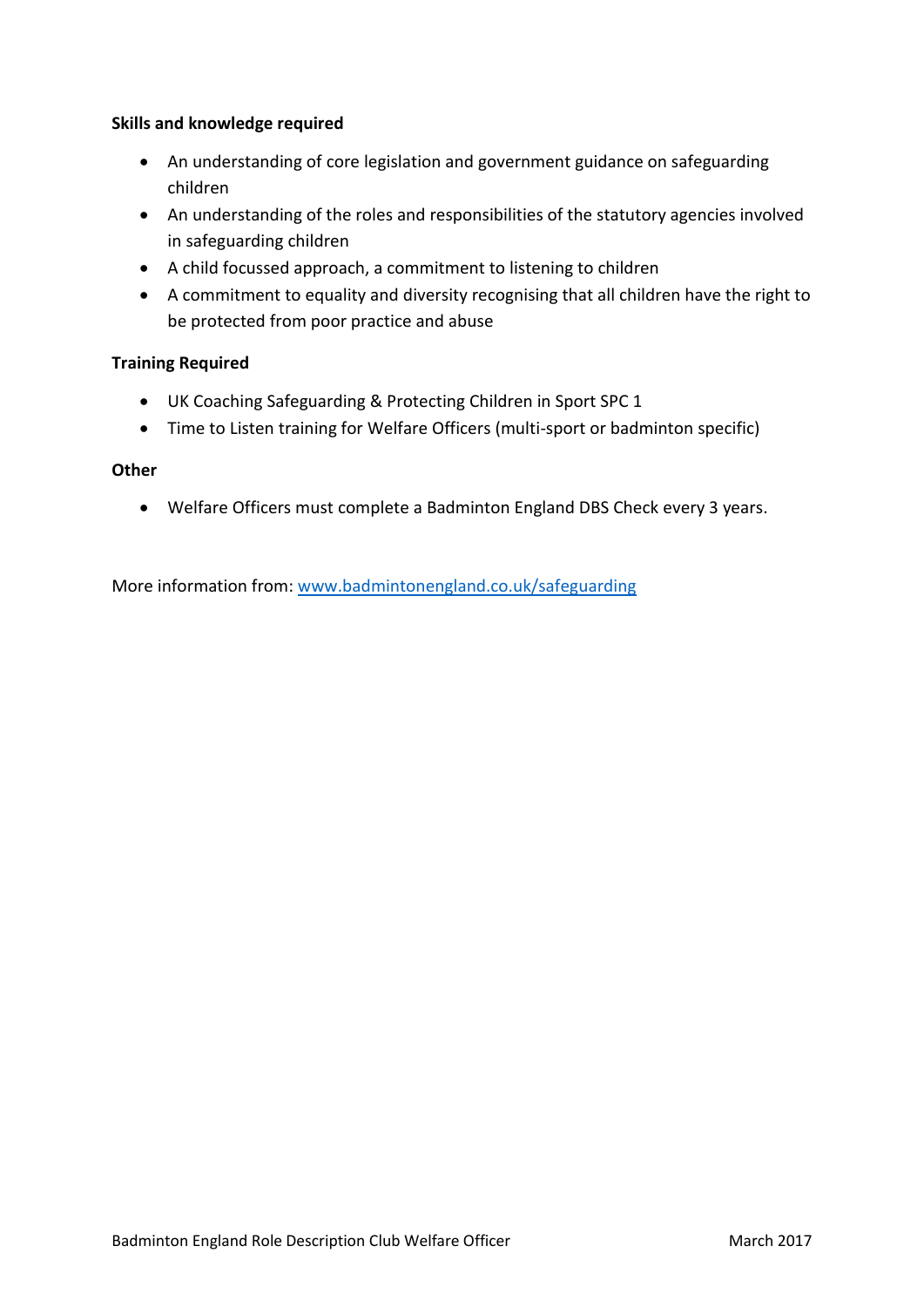**Skills and knowledge required**

- An understanding of core legislation and government guidance on safeguarding children
- An understanding of the roles and responsibilities of the statutory agencies involved in safeguarding children
- A child focussed approach, a commitment to listening to children
- A commitment to equality and diversity recognising that all children have the right to be protected from poor practice and abuse

**Training Required**

- UK Coaching Safeguarding & Protecting Children in Sport SPC 1
- Time to Listen training for Welfare Officers (multi-sport or badminton specific)

**Other**

- Welfare Officers must complete a Badminton England DBS Check every 3 years.

More information from: [www.badmintonengland.co.uk/safeguarding](http://www.badmintonengland.co.uk/safeguarding)